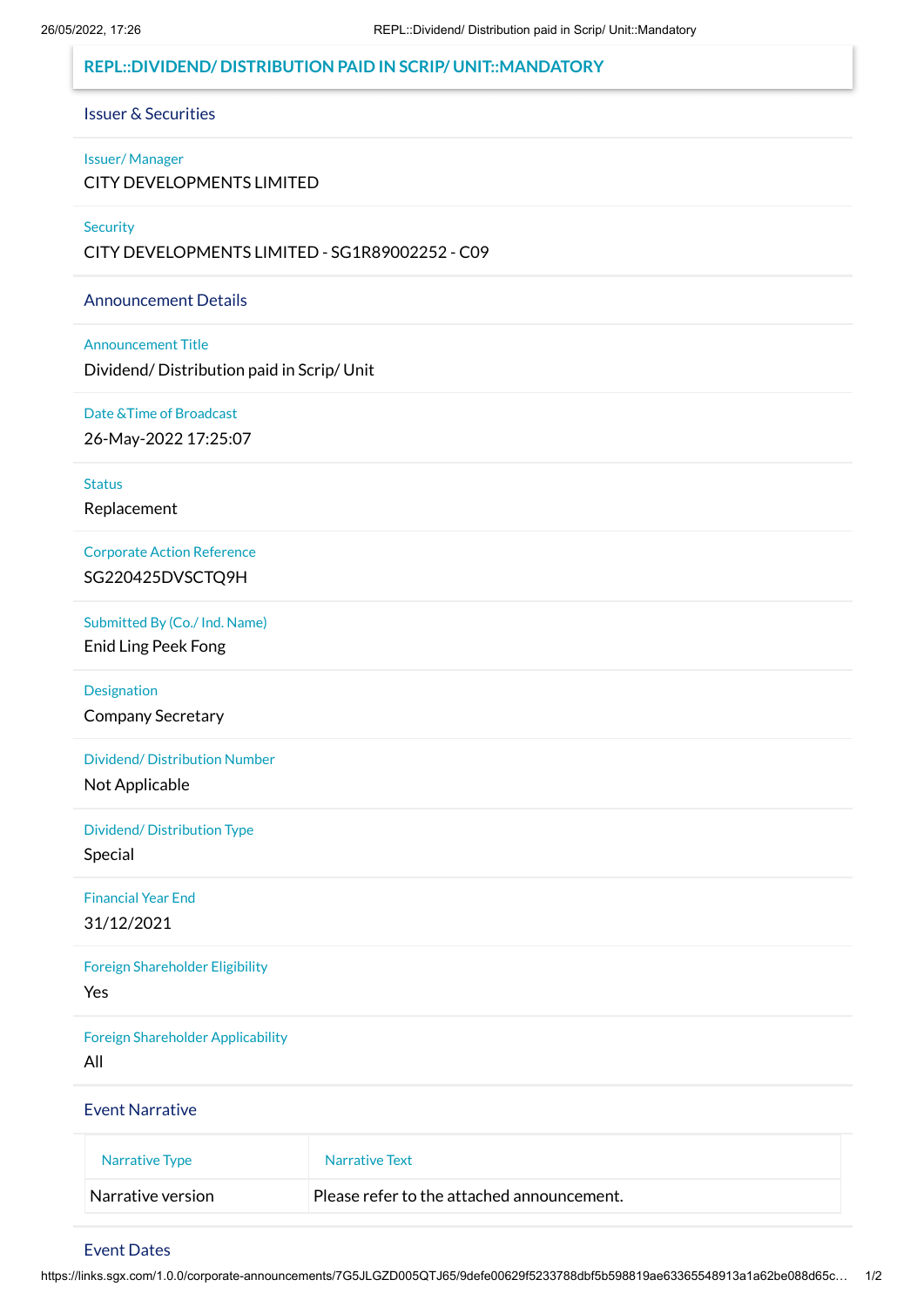# REPL::DIVIDEND/ DISTRIBUTION PAID IN SCRIP/ UNIT::MANDATORY

## Issuer & Securities

**Issuer/ Manager**
CITY DEVELOPMENTS LIMITED

**Security**
CITY DEVELOPMENTS LIMITED - SG1R89002252 - C09

## Announcement Details

**Announcement Title**
Dividend/ Distribution paid in Scrip/ Unit

**Date &Time of Broadcast**
26-May-2022 17:25:07

**Status**
Replacement

**Corporate Action Reference**
SG220425DVSCTQ9H

**Submitted By (Co./ Ind. Name)**
Enid Ling Peek Fong

**Designation**
Company Secretary

**Dividend/ Distribution Number**
Not Applicable

**Dividend/ Distribution Type**
Special

**Financial Year End**
31/12/2021

**Foreign Shareholder Eligibility**
Yes

**Foreign Shareholder Applicability**
All

## Event Narrative

| Narrative Type | Narrative Text |
| --- | --- |
| Narrative version | Please refer to the attached announcement. |

## Event Dates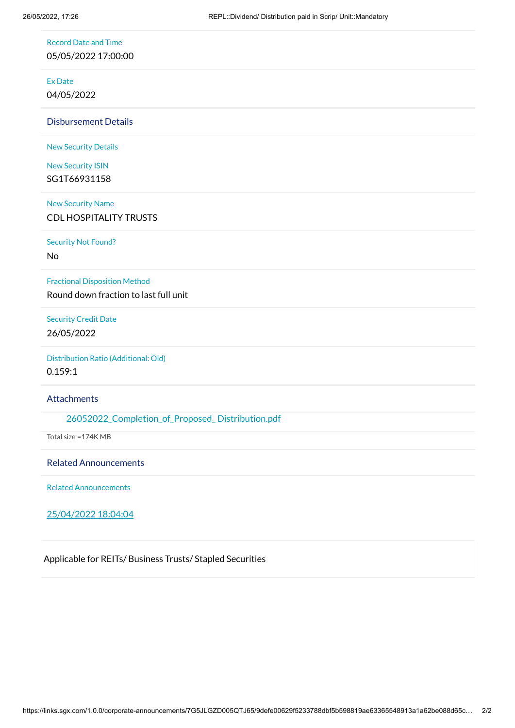Record Date and Time

05/05/2022 17:00:00

Ex Date

04/05/2022

## Disbursement Details

New Security Details

New Security ISIN

SG1T66931158

New Security Name

CDL HOSPITALITY TRUSTS

Security Not Found?

No

Fractional Disposition Method

Round down fraction to last full unit

Security Credit Date

26/05/2022

Distribution Ratio (Additional: Old)

0.159:1

## Attachments

26052022_Completion_of_Proposed_Distribution.pdf

Total size =174K MB

## Related Announcements

Related Announcements

25/04/2022 18:04:04

Applicable for REITs/ Business Trusts/ Stapled Securities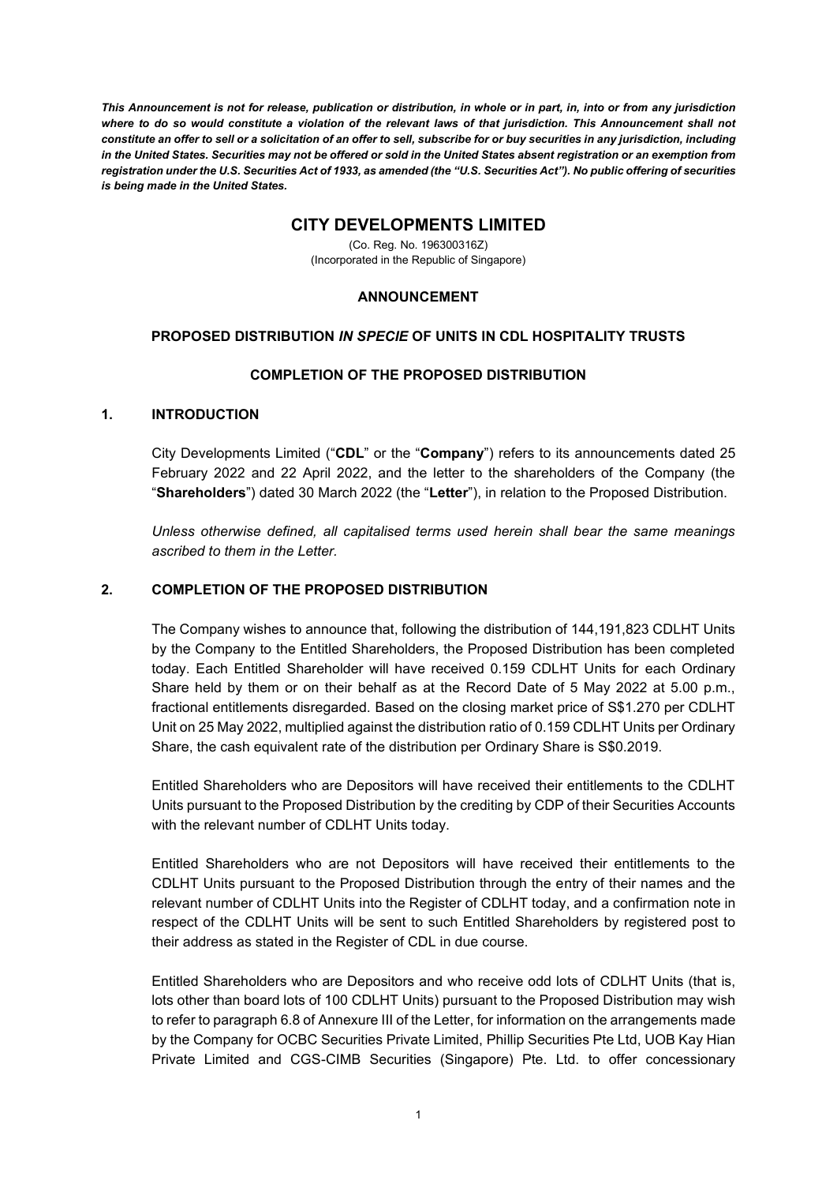***This Announcement is not for release, publication or distribution, in whole or in part, in, into or from any jurisdiction where to do so would constitute a violation of the relevant laws of that jurisdiction. This Announcement shall not constitute an offer to sell or a solicitation of an offer to sell, subscribe for or buy securities in any jurisdiction, including in the United States. Securities may not be offered or sold in the United States absent registration or an exemption from registration under the U.S. Securities Act of 1933, as amended (the "U.S. Securities Act"). No public offering of securities is being made in the United States.***

# CITY DEVELOPMENTS LIMITED

(Co. Reg. No. 196300316Z)
(Incorporated in the Republic of Singapore)

## ANNOUNCEMENT

## PROPOSED DISTRIBUTION *IN SPECIE* OF UNITS IN CDL HOSPITALITY TRUSTS

## COMPLETION OF THE PROPOSED DISTRIBUTION

### 1. INTRODUCTION

City Developments Limited ("**CDL**" or the "**Company**") refers to its announcements dated 25 February 2022 and 22 April 2022, and the letter to the shareholders of the Company (the "**Shareholders**") dated 30 March 2022 (the "**Letter**"), in relation to the Proposed Distribution.

*Unless otherwise defined, all capitalised terms used herein shall bear the same meanings ascribed to them in the Letter.*

### 2. COMPLETION OF THE PROPOSED DISTRIBUTION

The Company wishes to announce that, following the distribution of 144,191,823 CDLHT Units by the Company to the Entitled Shareholders, the Proposed Distribution has been completed today. Each Entitled Shareholder will have received 0.159 CDLHT Units for each Ordinary Share held by them or on their behalf as at the Record Date of 5 May 2022 at 5.00 p.m., fractional entitlements disregarded. Based on the closing market price of S$1.270 per CDLHT Unit on 25 May 2022, multiplied against the distribution ratio of 0.159 CDLHT Units per Ordinary Share, the cash equivalent rate of the distribution per Ordinary Share is S$0.2019.

Entitled Shareholders who are Depositors will have received their entitlements to the CDLHT Units pursuant to the Proposed Distribution by the crediting by CDP of their Securities Accounts with the relevant number of CDLHT Units today.

Entitled Shareholders who are not Depositors will have received their entitlements to the CDLHT Units pursuant to the Proposed Distribution through the entry of their names and the relevant number of CDLHT Units into the Register of CDLHT today, and a confirmation note in respect of the CDLHT Units will be sent to such Entitled Shareholders by registered post to their address as stated in the Register of CDL in due course.

Entitled Shareholders who are Depositors and who receive odd lots of CDLHT Units (that is, lots other than board lots of 100 CDLHT Units) pursuant to the Proposed Distribution may wish to refer to paragraph 6.8 of Annexure III of the Letter, for information on the arrangements made by the Company for OCBC Securities Private Limited, Phillip Securities Pte Ltd, UOB Kay Hian Private Limited and CGS-CIMB Securities (Singapore) Pte. Ltd. to offer concessionary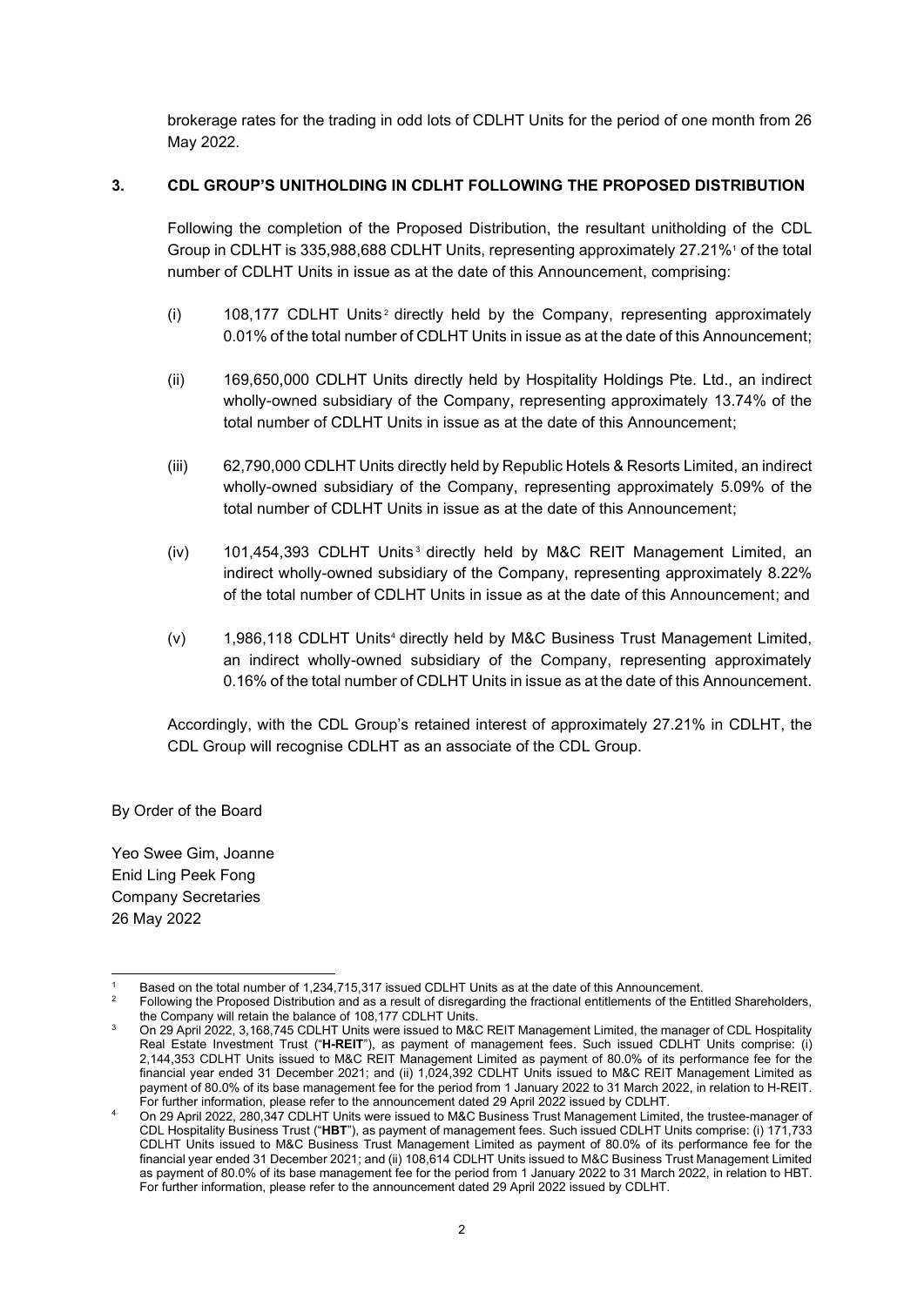brokerage rates for the trading in odd lots of CDLHT Units for the period of one month from 26 May 2022.

## 3. CDL GROUP'S UNITHOLDING IN CDLHT FOLLOWING THE PROPOSED DISTRIBUTION

Following the completion of the Proposed Distribution, the resultant unitholding of the CDL Group in CDLHT is 335,988,688 CDLHT Units, representing approximately 27.21%[1] of the total number of CDLHT Units in issue as at the date of this Announcement, comprising:

(i) 108,177 CDLHT Units[2] directly held by the Company, representing approximately 0.01% of the total number of CDLHT Units in issue as at the date of this Announcement;

(ii) 169,650,000 CDLHT Units directly held by Hospitality Holdings Pte. Ltd., an indirect wholly-owned subsidiary of the Company, representing approximately 13.74% of the total number of CDLHT Units in issue as at the date of this Announcement;

(iii) 62,790,000 CDLHT Units directly held by Republic Hotels & Resorts Limited, an indirect wholly-owned subsidiary of the Company, representing approximately 5.09% of the total number of CDLHT Units in issue as at the date of this Announcement;

(iv) 101,454,393 CDLHT Units[3] directly held by M&C REIT Management Limited, an indirect wholly-owned subsidiary of the Company, representing approximately 8.22% of the total number of CDLHT Units in issue as at the date of this Announcement; and

(v) 1,986,118 CDLHT Units[4] directly held by M&C Business Trust Management Limited, an indirect wholly-owned subsidiary of the Company, representing approximately 0.16% of the total number of CDLHT Units in issue as at the date of this Announcement.

Accordingly, with the CDL Group's retained interest of approximately 27.21% in CDLHT, the CDL Group will recognise CDLHT as an associate of the CDL Group.

By Order of the Board

Yeo Swee Gim, Joanne
Enid Ling Peek Fong
Company Secretaries
26 May 2022

---

[1] Based on the total number of 1,234,715,317 issued CDLHT Units as at the date of this Announcement.

[2] Following the Proposed Distribution and as a result of disregarding the fractional entitlements of the Entitled Shareholders, the Company will retain the balance of 108,177 CDLHT Units.

[3] On 29 April 2022, 3,168,745 CDLHT Units were issued to M&C REIT Management Limited, the manager of CDL Hospitality Real Estate Investment Trust ("**H-REIT**"), as payment of management fees. Such issued CDLHT Units comprise: (i) 2,144,353 CDLHT Units issued to M&C REIT Management Limited as payment of 80.0% of its performance fee for the financial year ended 31 December 2021; and (ii) 1,024,392 CDLHT Units issued to M&C REIT Management Limited as payment of 80.0% of its base management fee for the period from 1 January 2022 to 31 March 2022, in relation to H-REIT. For further information, please refer to the announcement dated 29 April 2022 issued by CDLHT.

[4] On 29 April 2022, 280,347 CDLHT Units were issued to M&C Business Trust Management Limited, the trustee-manager of CDL Hospitality Business Trust ("**HBT**"), as payment of management fees. Such issued CDLHT Units comprise: (i) 171,733 CDLHT Units issued to M&C Business Trust Management Limited as payment of 80.0% of its performance fee for the financial year ended 31 December 2021; and (ii) 108,614 CDLHT Units issued to M&C Business Trust Management Limited as payment of 80.0% of its base management fee for the period from 1 January 2022 to 31 March 2022, in relation to HBT. For further information, please refer to the announcement dated 29 April 2022 issued by CDLHT.